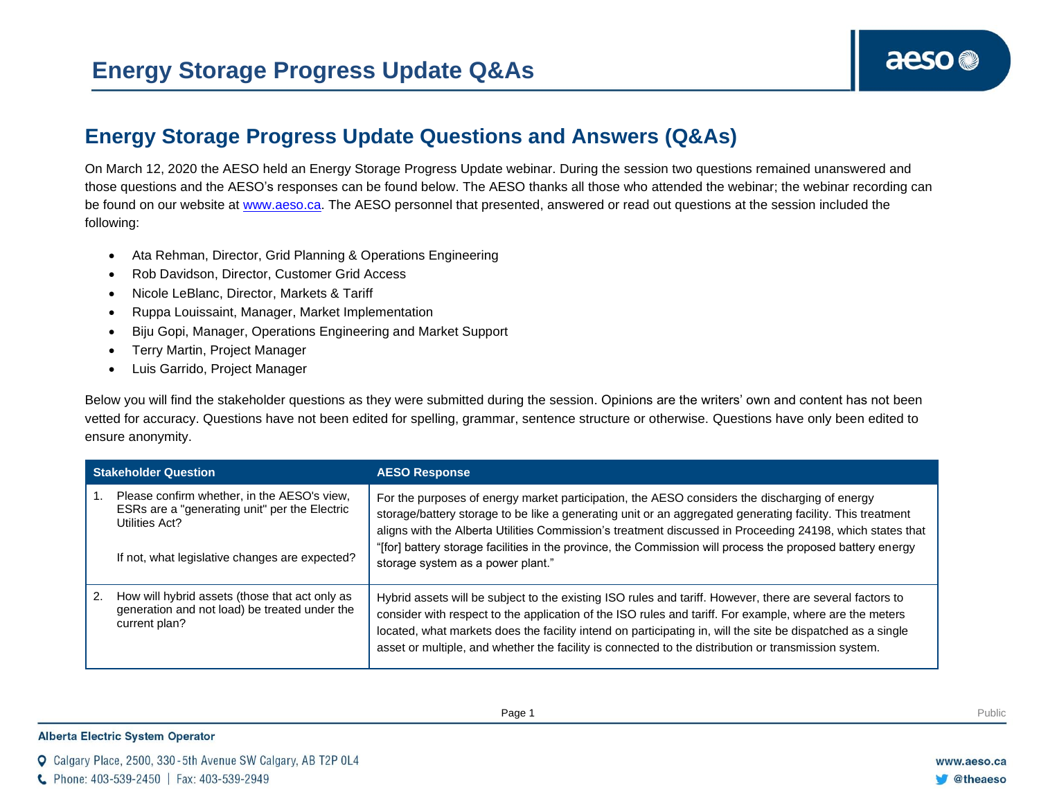# Energy Storage Progress Update Q&As

## Energy Storage Progress Update Questions and Answers (Q&As)

On March 12, 2020 the AESO held an Energy Storage Progress Update webinar. During the session two questions remained unanswered and those questions and the AESO's responses can be found below. The AESO thanks all those who attended the webinar; the webinar recording can be found on our website at www.aeso.ca. The AESO personnel that presented, answered or read out questions at the session included the following:

- Ata Rehman, Director, Grid Planning & Operations Engineering
- Rob Davidson, Director, Customer Grid Access
- Nicole LeBlanc, Director, Markets & Tariff
- Ruppa Louissaint, Manager, Market Implementation
- Biju Gopi, Manager, Operations Engineering and Market Support
- Terry Martin, Project Manager
- Luis Garrido, Project Manager

Below you will find the stakeholder questions as they were submitted during the session. Opinions are the writers' own and content has not been vetted for accuracy. Questions have not been edited for spelling, grammar, sentence structure or otherwise. Questions have only been edited to ensure anonymity.

| Stakeholder Question | AESO Response |
| --- | --- |
| 1. Please confirm whether, in the AESO's view, ESRs are a "generating unit" per the Electric Utilities Act?<br><br>If not, what legislative changes are expected? | For the purposes of energy market participation, the AESO considers the discharging of energy storage/battery storage to be like a generating unit or an aggregated generating facility. This treatment aligns with the Alberta Utilities Commission's treatment discussed in Proceeding 24198, which states that "[for] battery storage facilities in the province, the Commission will process the proposed battery energy storage system as a power plant." |
| 2. How will hybrid assets (those that act only as generation and not load) be treated under the current plan? | Hybrid assets will be subject to the existing ISO rules and tariff. However, there are several factors to consider with respect to the application of the ISO rules and tariff. For example, where are the meters located, what markets does the facility intend on participating in, will the site be dispatched as a single asset or multiple, and whether the facility is connected to the distribution or transmission system. |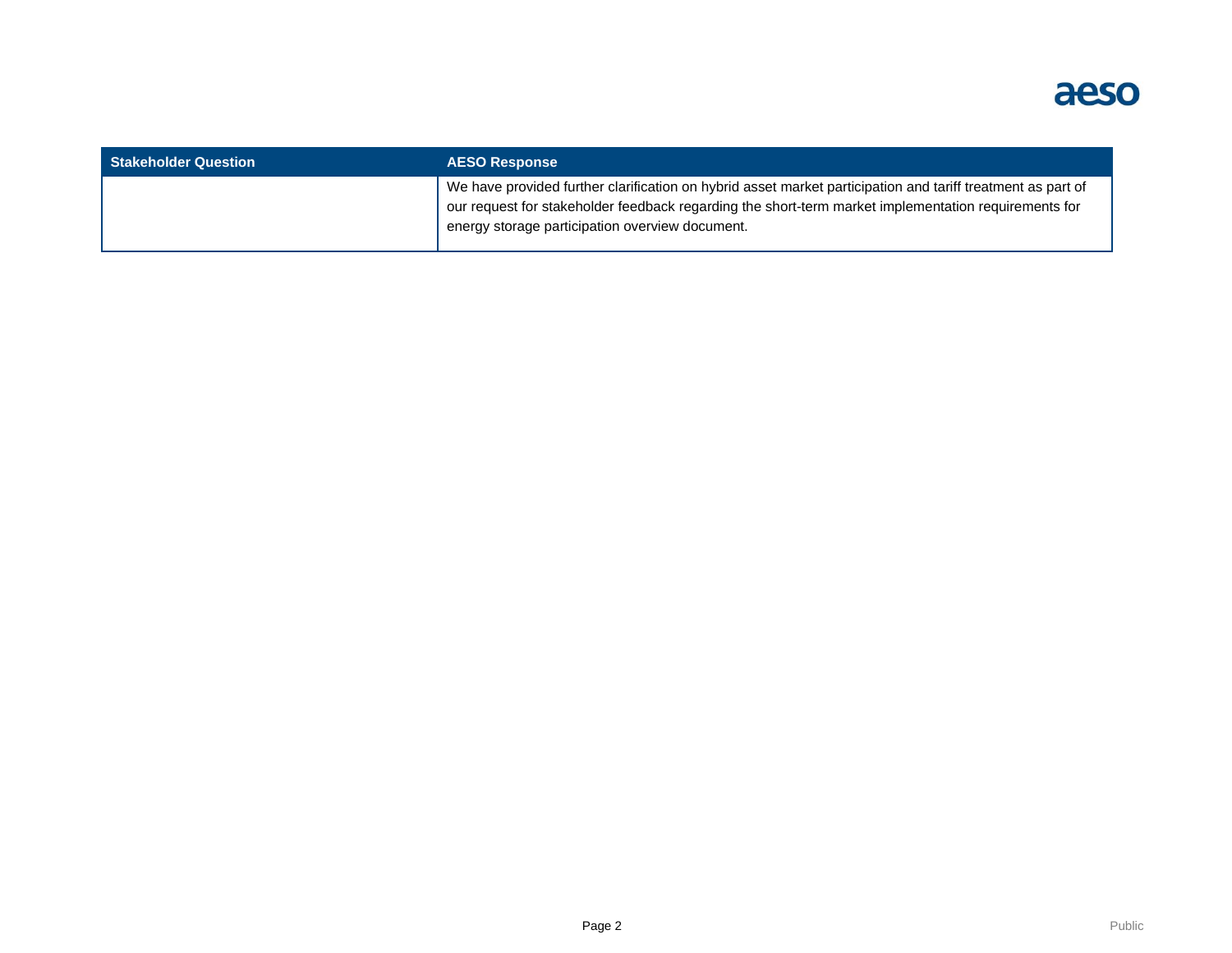| Stakeholder Question | AESO Response |
| --- | --- |
| | We have provided further clarification on hybrid asset market participation and tariff treatment as part of our request for stakeholder feedback regarding the short-term market implementation requirements for energy storage participation overview document. |